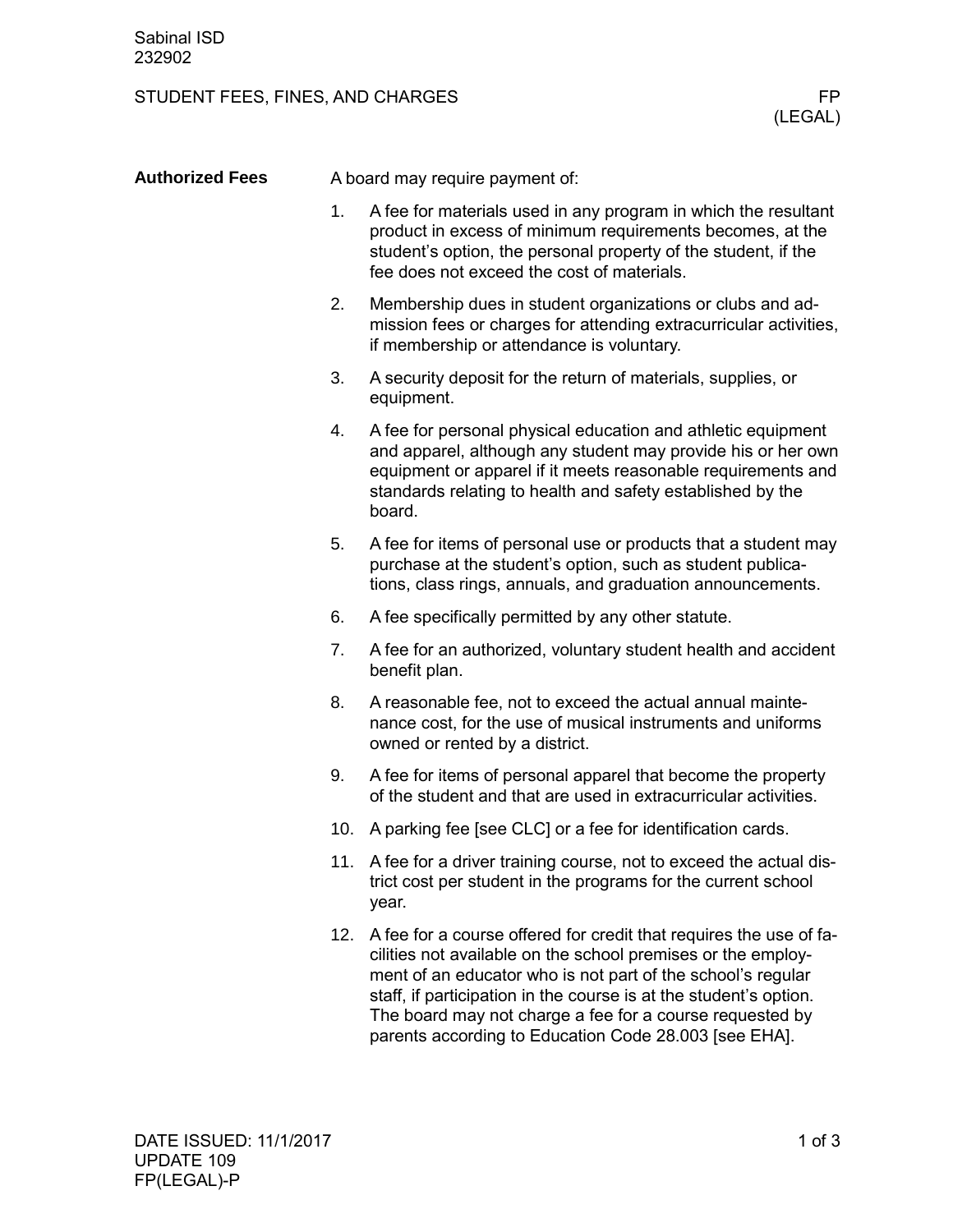Sabinal ISD
232902

# STUDENT FEES, FINES, AND CHARGES FP (LEGAL)

## Authorized Fees

A board may require payment of:

1. A fee for materials used in any program in which the resultant product in excess of minimum requirements becomes, at the student's option, the personal property of the student, if the fee does not exceed the cost of materials.
2. Membership dues in student organizations or clubs and admission fees or charges for attending extracurricular activities, if membership or attendance is voluntary.
3. A security deposit for the return of materials, supplies, or equipment.
4. A fee for personal physical education and athletic equipment and apparel, although any student may provide his or her own equipment or apparel if it meets reasonable requirements and standards relating to health and safety established by the board.
5. A fee for items of personal use or products that a student may purchase at the student's option, such as student publications, class rings, annuals, and graduation announcements.
6. A fee specifically permitted by any other statute.
7. A fee for an authorized, voluntary student health and accident benefit plan.
8. A reasonable fee, not to exceed the actual annual maintenance cost, for the use of musical instruments and uniforms owned or rented by a district.
9. A fee for items of personal apparel that become the property of the student and that are used in extracurricular activities.
10. A parking fee [see CLC] or a fee for identification cards.
11. A fee for a driver training course, not to exceed the actual district cost per student in the programs for the current school year.
12. A fee for a course offered for credit that requires the use of facilities not available on the school premises or the employment of an educator who is not part of the school's regular staff, if participation in the course is at the student's option. The board may not charge a fee for a course requested by parents according to Education Code 28.003 [see EHA].

DATE ISSUED: 11/1/2017
UPDATE 109
FP(LEGAL)-P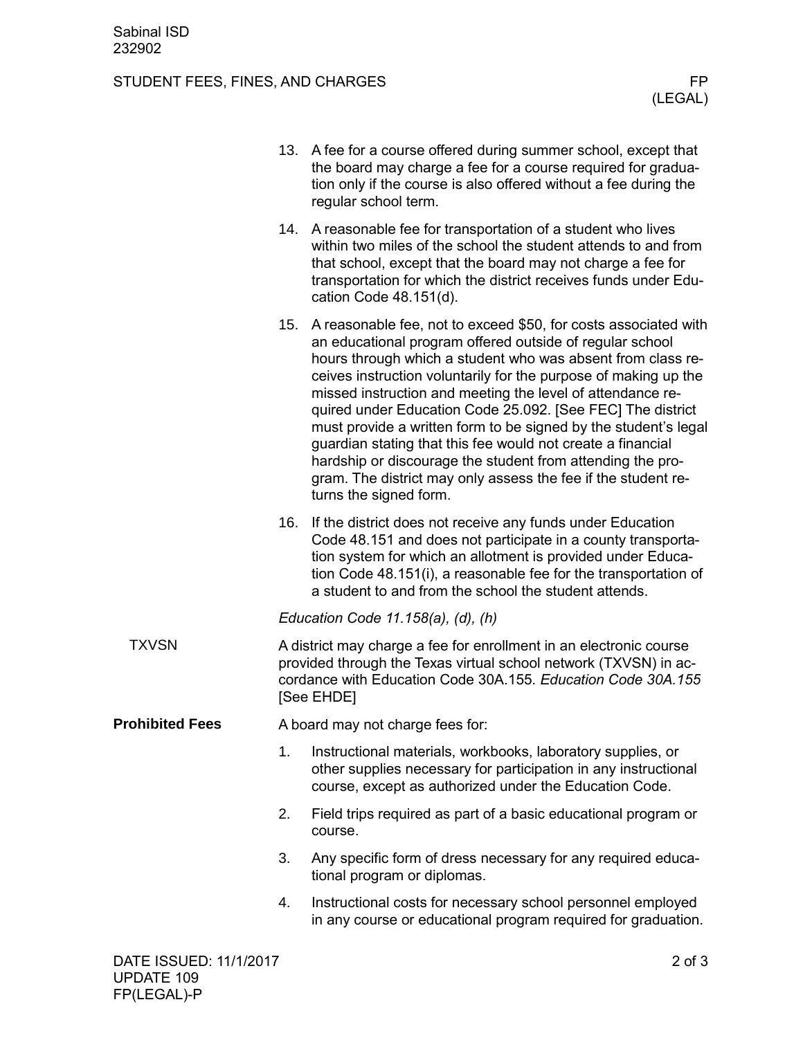13. A fee for a course offered during summer school, except that the board may charge a fee for a course required for graduation only if the course is also offered without a fee during the regular school term.

14. A reasonable fee for transportation of a student who lives within two miles of the school the student attends to and from that school, except that the board may not charge a fee for transportation for which the district receives funds under Education Code 48.151(d).

15. A reasonable fee, not to exceed $50, for costs associated with an educational program offered outside of regular school hours through which a student who was absent from class receives instruction voluntarily for the purpose of making up the missed instruction and meeting the level of attendance required under Education Code 25.092. [See FEC] The district must provide a written form to be signed by the student's legal guardian stating that this fee would not create a financial hardship or discourage the student from attending the program. The district may only assess the fee if the student returns the signed form.

16. If the district does not receive any funds under Education Code 48.151 and does not participate in a county transportation system for which an allotment is provided under Education Code 48.151(i), a reasonable fee for the transportation of a student to and from the school the student attends.

*Education Code 11.158(a), (d), (h)*

**TXVSN**

A district may charge a fee for enrollment in an electronic course provided through the Texas virtual school network (TXVSN) in accordance with Education Code 30A.155. *Education Code 30A.155* [See EHDE]

## Prohibited Fees

A board may not charge fees for:

1. Instructional materials, workbooks, laboratory supplies, or other supplies necessary for participation in any instructional course, except as authorized under the Education Code.
2. Field trips required as part of a basic educational program or course.
3. Any specific form of dress necessary for any required educational program or diplomas.
4. Instructional costs for necessary school personnel employed in any course or educational program required for graduation.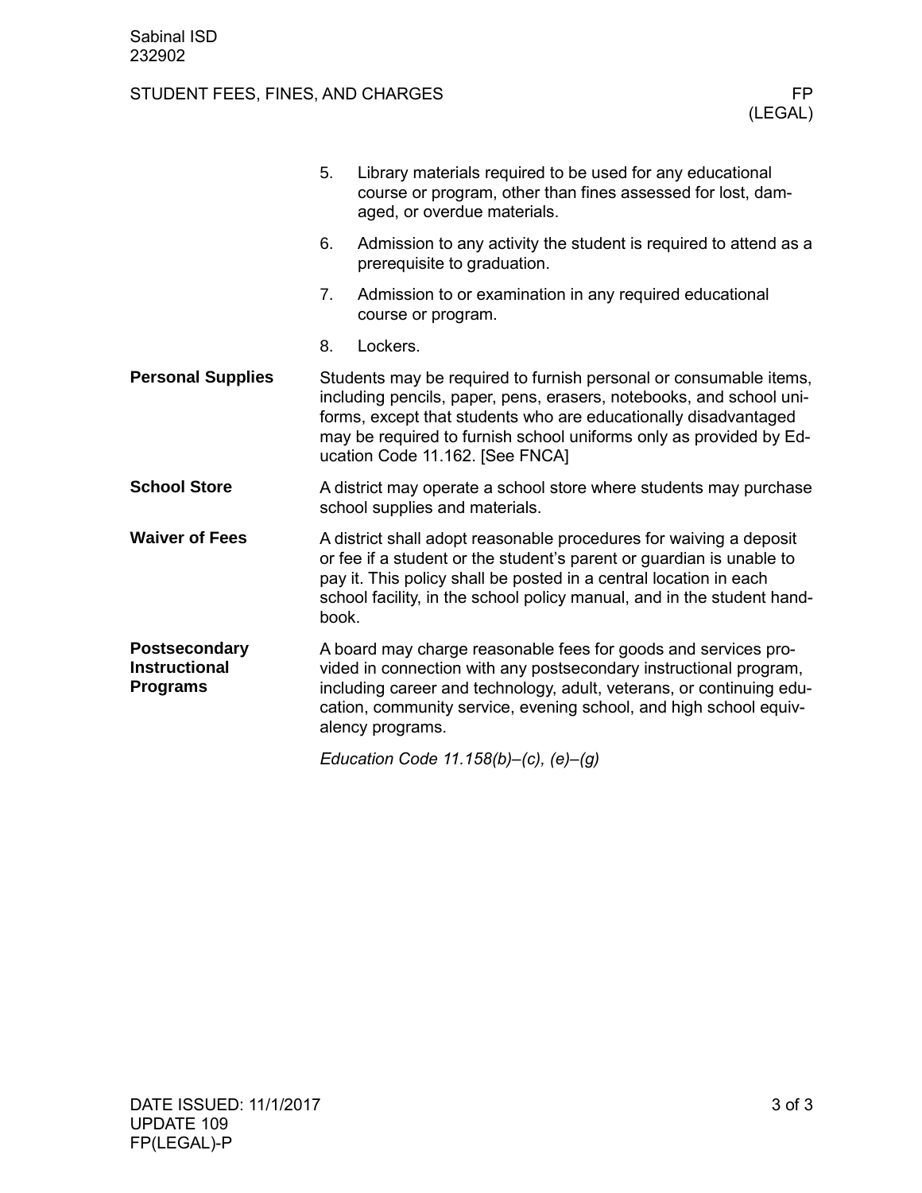5. Library materials required to be used for any educational course or program, other than fines assessed for lost, damaged, or overdue materials.
6. Admission to any activity the student is required to attend as a prerequisite to graduation.
7. Admission to or examination in any required educational course or program.
8. Lockers.

**Personal Supplies**

Students may be required to furnish personal or consumable items, including pencils, paper, pens, erasers, notebooks, and school uniforms, except that students who are educationally disadvantaged may be required to furnish school uniforms only as provided by Education Code 11.162. [See FNCA]

**School Store**

A district may operate a school store where students may purchase school supplies and materials.

**Waiver of Fees**

A district shall adopt reasonable procedures for waiving a deposit or fee if a student or the student's parent or guardian is unable to pay it. This policy shall be posted in a central location in each school facility, in the school policy manual, and in the student handbook.

**Postsecondary Instructional Programs**

A board may charge reasonable fees for goods and services provided in connection with any postsecondary instructional program, including career and technology, adult, veterans, or continuing education, community service, evening school, and high school equivalency programs.

*Education Code 11.158(b)–(c), (e)–(g)*